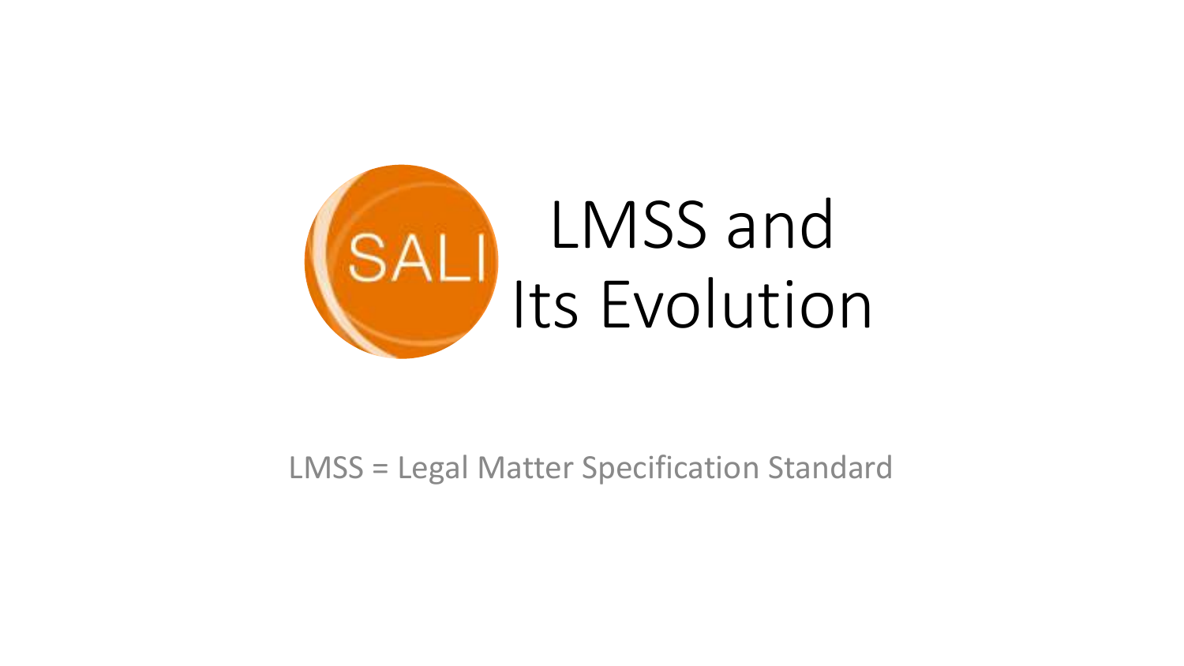SALI

# LMSS and Its Evolution

LMSS = Legal Matter Specification Standard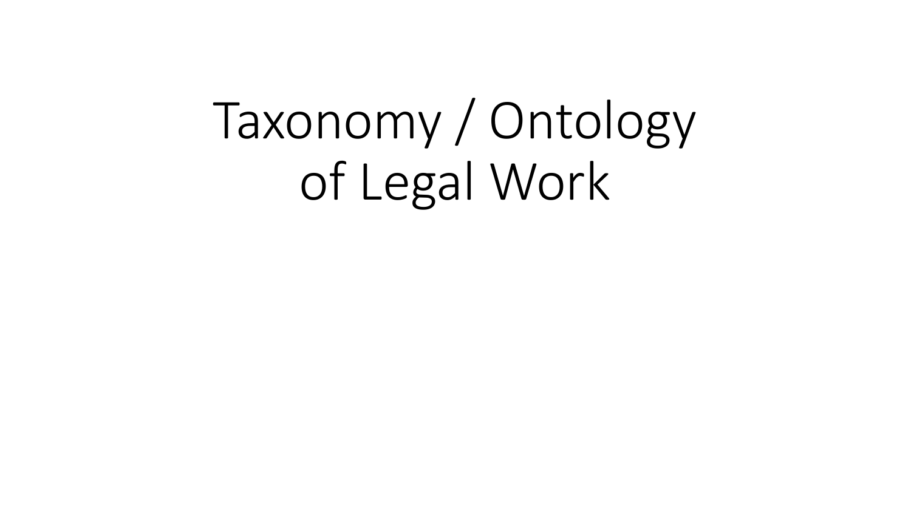# Taxonomy / Ontology of Legal Work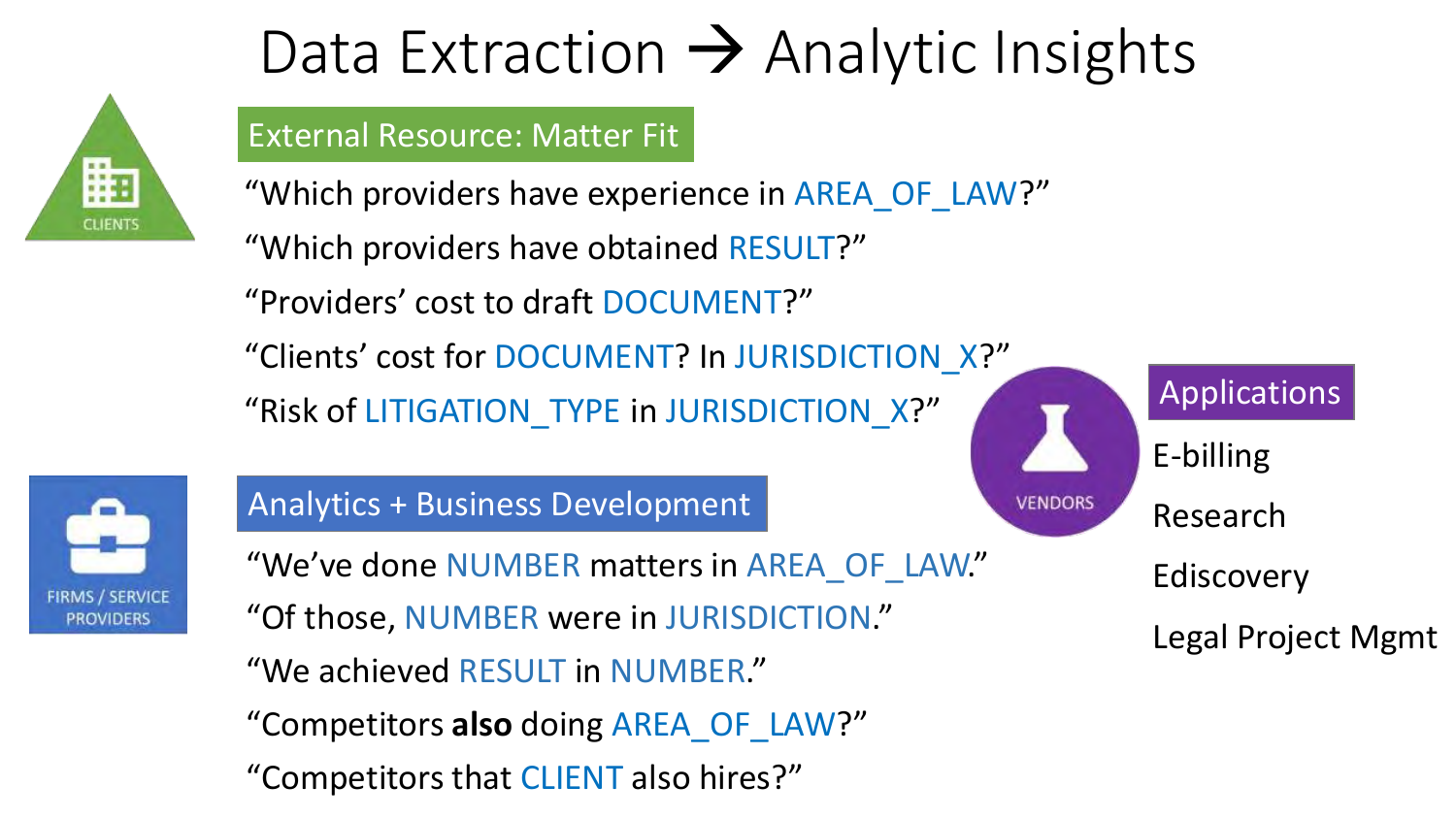# Data Extraction → Analytic Insights

CLIENTS

## External Resource: Matter Fit

"Which providers have experience in AREA_OF_LAW?"

"Which providers have obtained RESULT?"

"Providers' cost to draft DOCUMENT?"

"Clients' cost for DOCUMENT? In JURISDICTION_X?"

"Risk of LITIGATION_TYPE in JURISDICTION_X?"

FIRMS / SERVICE PROVIDERS

## Analytics + Business Development

"We've done NUMBER matters in AREA_OF_LAW."

"Of those, NUMBER were in JURISDICTION."

"We achieved RESULT in NUMBER."

"Competitors **also** doing AREA_OF_LAW?"

"Competitors that CLIENT also hires?"

VENDORS

## Applications

- E-billing
- Research
- Ediscovery
- Legal Project Mgmt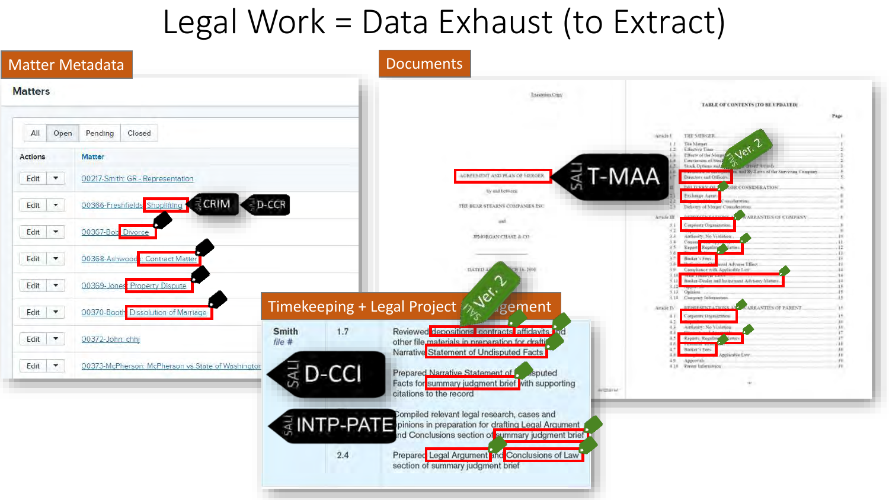# Legal Work = Data Exhaust (to Extract)

## Matter Metadata

**Matters**

All | Open | Pending | Closed

| Actions | Matter |
|---|---|
| Edit | 00217-Smith: GR - Representation |
| Edit | 00366-Freshfields: Shoplifting |
| Edit | 00367-Bob: Divorce |
| Edit | 00368-Ashwood: Contract Matter |
| Edit | 00369-Jones: Property Dispute |
| Edit | 00370-Booth: Dissolution of Marriage |
| Edit | 00372-John: chhj |
| Edit | 00373-McPherson: McPherson vs State of Washington |

SALI CRIM

SALI D-CCR

## Documents

AGREEMENT AND PLAN OF MERGER

by and between

THE BEAR STEARNS COMPANIES INC.

and

JPMORGAN CHASE & CO.

SALI T-MAA

SALI Ver. 2

TABLE OF CONTENTS [TO BE UPDATED]

## Timekeeping + Legal Project Management

| | | |
|---|---|---|
| Smith *file #* | 1.7 | Reviewed depositions, contracts, affidavits and other file materials in preparation for drafting Narrative Statement of Undisputed Facts |
| | | Prepared Narrative Statement of Undisputed Facts for summary judgment brief with supporting citations to the record |
| | | Compiled relevant legal research, cases and opinions in preparation for drafting Legal Argument and Conclusions section of summary judgment brief |
| | 2.4 | Prepared Legal Argument and Conclusions of Law section of summary judgment brief |

SALI Ver. 2

SALI D-CCI

SALI INTP-PATE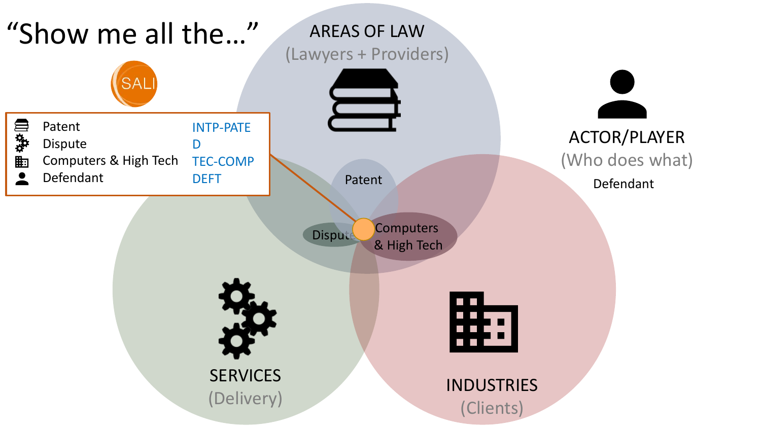# "Show me all the…"

SALI

| | | |
|---|---|---|
| | Patent | INTP-PATE |
| | Dispute | D |
| | Computers & High Tech | TEC-COMP |
| | Defendant | DEFT |

AREAS OF LAW
(Lawyers + Providers)

ACTOR/PLAYER
(Who does what)

Defendant

Patent

Dispute

Computers & High Tech

SERVICES
(Delivery)

INDUSTRIES
(Clients)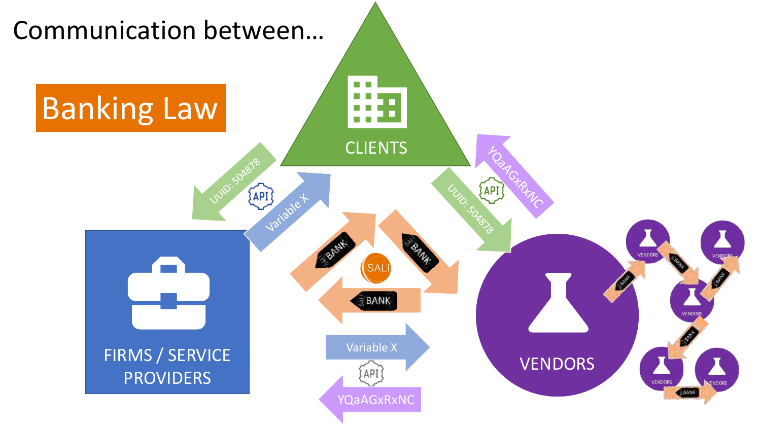# Communication between…

Banking Law

CLIENTS

FIRMS / SERVICE PROVIDERS

VENDORS

UUID: 504878

API

Variable X

BANK

SALI

BANK

BANK

UUID: 504878

API

YQaAGxRxNC

Variable X

API

YQaAGxRxNC

VENDORS

VENDORS

VENDORS

VENDORS

VENDORS

BANK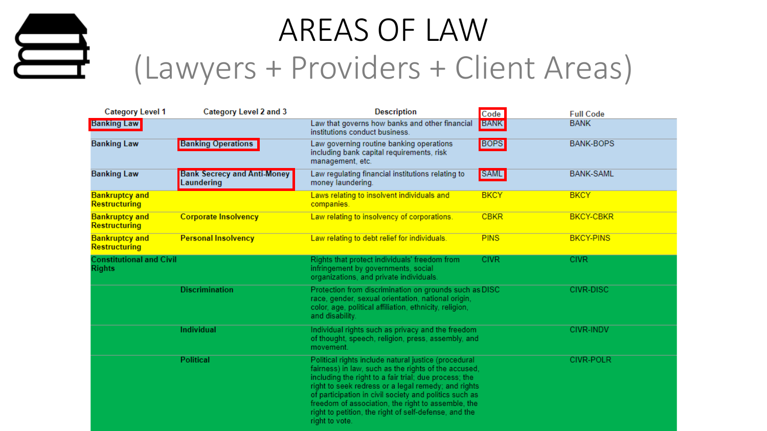# AREAS OF LAW

## (Lawyers + Providers + Client Areas)

| Category Level 1 | Category Level 2 and 3 | Description | Code | Full Code |
| --- | --- | --- | --- | --- |
| Banking Law | | Law that governs how banks and other financial institutions conduct business. | BANK | BANK |
| Banking Law | Banking Operations | Law governing routine banking operations including bank capital requirements, risk management, etc. | BOPS | BANK-BOPS |
| Banking Law | Bank Secrecy and Anti-Money Laundering | Law regulating financial institutions relating to money laundering. | SAML | BANK-SAML |
| Bankruptcy and Restructuring | | Laws relating to insolvent individuals and companies. | BKCY | BKCY |
| Bankruptcy and Restructuring | Corporate Insolvency | Law relating to insolvency of corporations. | CBKR | BKCY-CBKR |
| Bankruptcy and Restructuring | Personal Insolvency | Law relating to debt relief for individuals. | PINS | BKCY-PINS |
| Constitutional and Civil Rights | | Rights that protect individuals' freedom from infringement by governments, social organizations, and private individuals. | CIVR | CIVR |
| | Discrimination | Protection from discrimination on grounds such as race, gender, sexual orientation, national origin, color, age, political affiliation, ethnicity, religion, and disability. | DISC | CIVR-DISC |
| | Individual | Individual rights such as privacy and the freedom of thought, speech, religion, press, assembly, and movement. | | CIVR-INDV |
| | Political | Political rights include natural justice (procedural fairness) in law, such as the rights of the accused, including the right to a fair trial; due process; the right to seek redress or a legal remedy; and rights of participation in civil society and politics such as freedom of association, the right to assemble, the right to petition, the right of self-defense, and the right to vote. | | CIVR-POLR |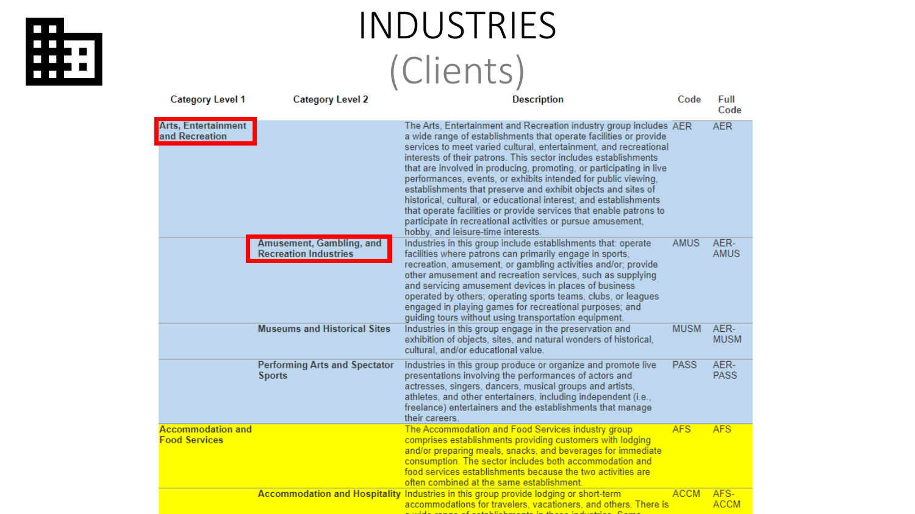# INDUSTRIES

## (Clients)

| Category Level 1 | Category Level 2 | Description | Code | Full Code |
|---|---|---|---|---|
| Arts, Entertainment and Recreation | | The Arts, Entertainment and Recreation industry group includes a wide range of establishments that operate facilities or provide services to meet varied cultural, entertainment, and recreational interests of their patrons. This sector includes establishments that are involved in producing, promoting, or participating in live performances, events, or exhibits intended for public viewing, establishments that preserve and exhibit objects and sites of historical, cultural, or educational interest; and establishments that operate facilities or provide services to enable patrons to participate in recreational activities or pursue amusement, hobby, and leisure-time interests. | AER | AER |
| | Amusement, Gambling, and Recreation Industries | Industries in this group include establishments that: operate facilities where patrons can primarily engage in sports, recreation, amusement, or gambling activities and/or; provide other amusement and recreation services, such as supplying and servicing amusement devices in places of business operated by others; operating sports teams, clubs, or leagues engaged in playing games for recreational purposes; and guiding tours without using transportation equipment. | AMUS | AER-AMUS |
| | Museums and Historical Sites | Industries in this group engage in the preservation and exhibition of objects, sites, and natural wonders of historical, cultural, and/or educational value. | MUSM | AER-MUSM |
| | Performing Arts and Spectator Sports | Industries in this group produce or organize and promote live presentations involving the performances of actors and actresses, singers, dancers, musical groups and artists, athletes, and other entertainers, including independent (i.e., freelance) entertainers and the establishments that manage their careers. | PASS | AER-PASS |
| Accommodation and Food Services | | The Accommodation and Food Services industry group comprises establishments providing customers with lodging and/or preparing meals, snacks, and beverages for immediate consumption. The sector includes both accommodation and food services establishments because the two activities are often combined at the same establishment. | AFS | AFS |
| | Accommodation and Hospitality | Industries in this group provide lodging or short-term accommodations for travelers, vacationers, and others. There is | ACCM | AFS-ACCM |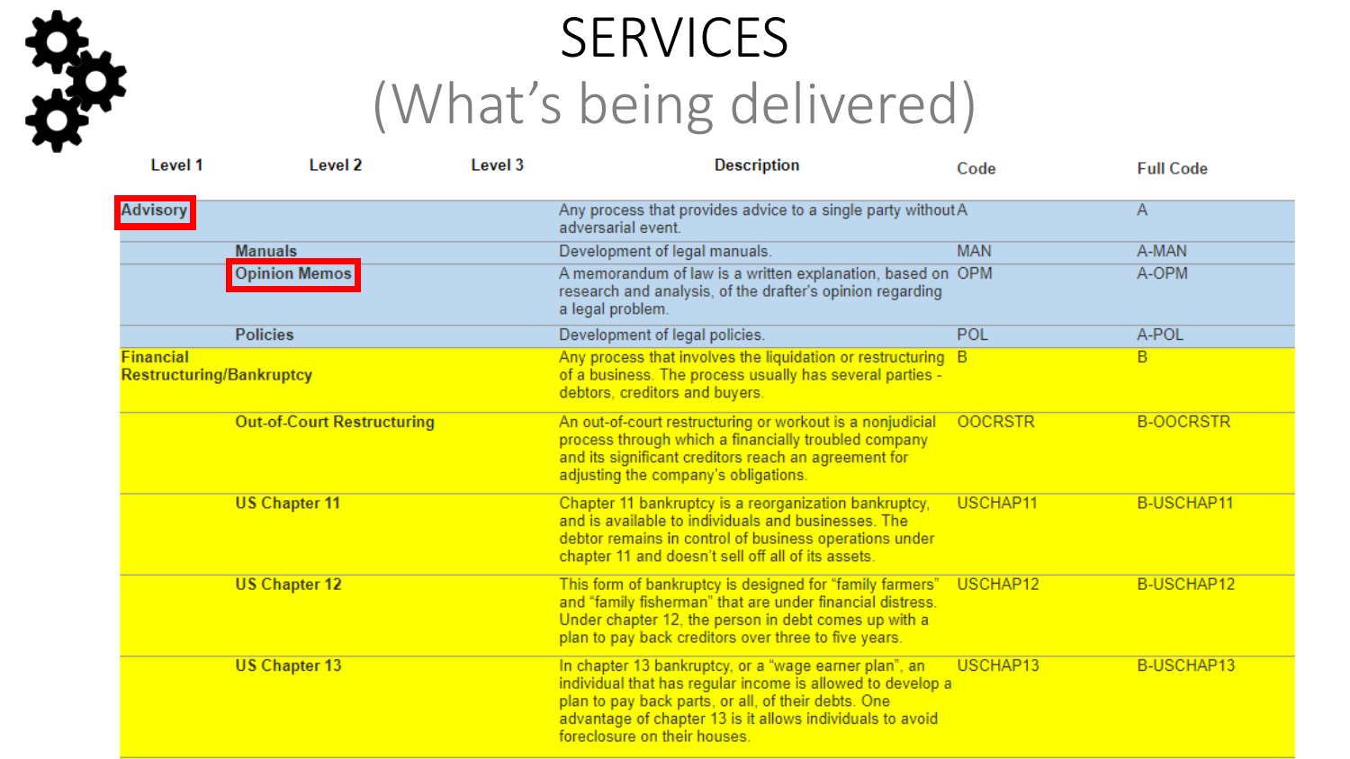# SERVICES

## (What's being delivered)

| Level 1 | Level 2 | Level 3 | Description | Code | Full Code |
|---|---|---|---|---|---|
| Advisory | | | Any process that provides advice to a single party without adversarial event. | A | A |
| | Manuals | | Development of legal manuals. | MAN | A-MAN |
| | Opinion Memos | | A memorandum of law is a written explanation, based on research and analysis, of the drafter's opinion regarding a legal problem. | OPM | A-OPM |
| | Policies | | Development of legal policies. | POL | A-POL |
| Financial Restructuring/Bankruptcy | | | Any process that involves the liquidation or restructuring of a business. The process usually has several parties - debtors, creditors and buyers. | B | B |
| | Out-of-Court Restructuring | | An out-of-court restructuring or workout is a nonjudicial process through which a financially troubled company and its significant creditors reach an agreement for adjusting the company's obligations. | OOCRSTR | B-OOCRSTR |
| | US Chapter 11 | | Chapter 11 bankruptcy is a reorganization bankruptcy, and is available to individuals and businesses. The debtor remains in control of business operations under chapter 11 and doesn't sell off all of its assets. | USCHAP11 | B-USCHAP11 |
| | US Chapter 12 | | This form of bankruptcy is designed for "family farmers" and "family fisherman" that are under financial distress. Under chapter 12, the person in debt comes up with a plan to pay back creditors over three to five years. | USCHAP12 | B-USCHAP12 |
| | US Chapter 13 | | In chapter 13 bankruptcy, or a "wage earner plan", an individual that has regular income is allowed to develop a plan to pay back parts, or all, of their debts. One advantage of chapter 13 is it allows individuals to avoid foreclosure on their houses. | USCHAP13 | B-USCHAP13 |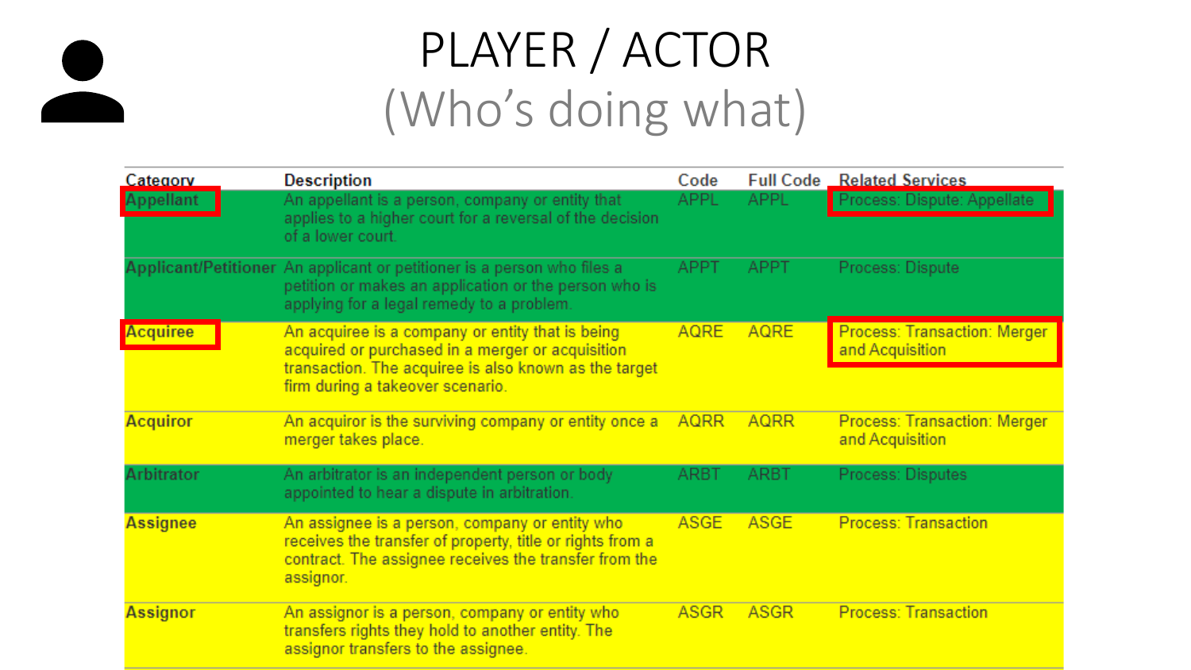# PLAYER / ACTOR

## (Who's doing what)

| Category | Description | Code | Full Code | Related Services |
|---|---|---|---|---|
| Appellant | An appellant is a person, company or entity that applies to a higher court for a reversal of the decision of a lower court. | APPL | APPL | Process: Dispute: Appellate |
| Applicant/Petitioner | An applicant or petitioner is a person who files a petition or makes an application or the person who is applying for a legal remedy to a problem. | APPT | APPT | Process: Dispute |
| Acquiree | An acquiree is a company or entity that is being acquired or purchased in a merger or acquisition transaction. The acquiree is also known as the target firm during a takeover scenario. | AQRE | AQRE | Process: Transaction: Merger and Acquisition |
| Acquiror | An acquiror is the surviving company or entity once a merger takes place. | AQRR | AQRR | Process: Transaction: Merger and Acquisition |
| Arbitrator | An arbitrator is an independent person or body appointed to hear a dispute in arbitration. | ARBT | ARBT | Process: Disputes |
| Assignee | An assignee is a person, company or entity who receives the transfer of property, title or rights from a contract. The assignee receives the transfer from the assignor. | ASGE | ASGE | Process: Transaction |
| Assignor | An assignor is a person, company or entity who transfers rights they hold to another entity. The assignor transfers to the assignee. | ASGR | ASGR | Process: Transaction |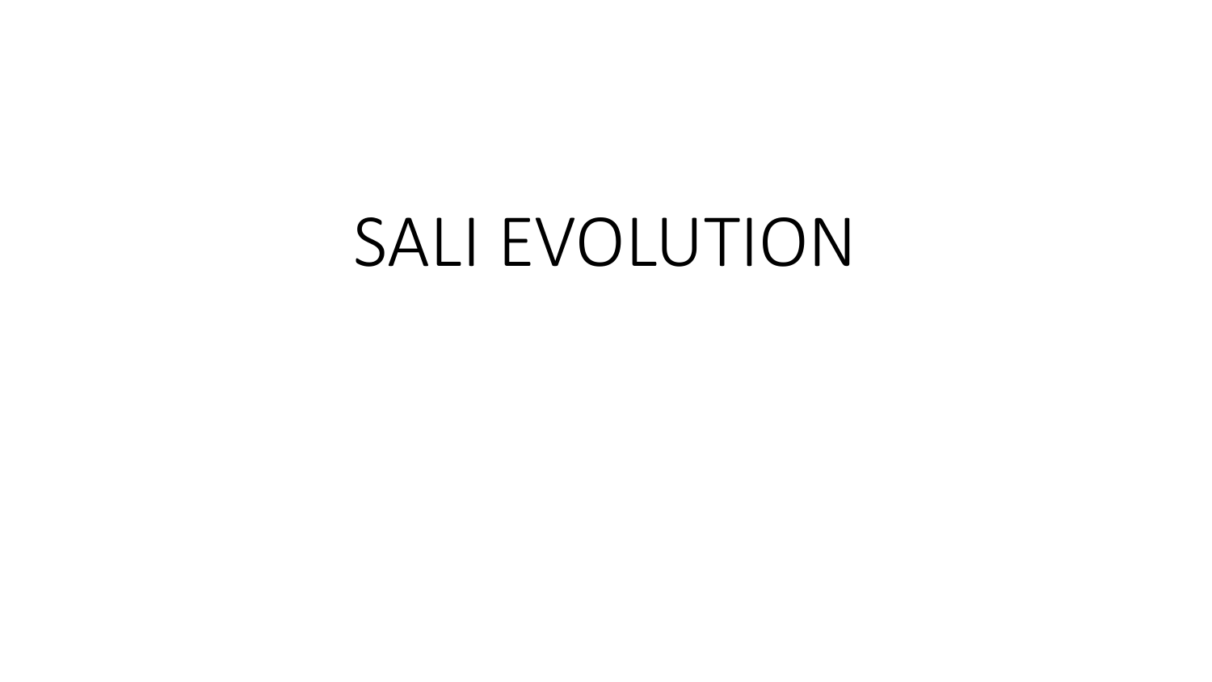# SALI EVOLUTION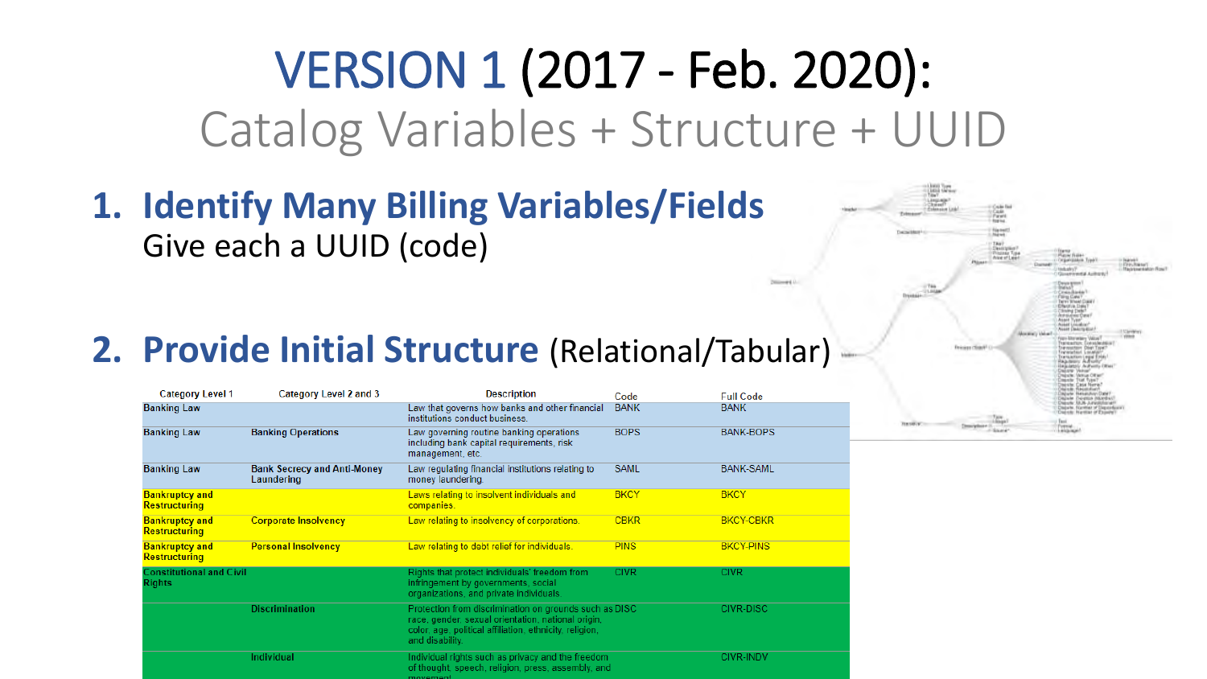# VERSION 1 (2017 - Feb. 2020):

## Catalog Variables + Structure + UUID

1. **Identify Many Billing Variables/Fields**
   Give each a UUID (code)

2. **Provide Initial Structure** (Relational/Tabular)

| Category Level 1 | Category Level 2 and 3 | Description | Code | Full Code |
|---|---|---|---|---|
| Banking Law | | Law that governs how banks and other financial institutions conduct business. | BANK | BANK |
| Banking Law | Banking Operations | Law governing routine banking operations including bank capital requirements, risk management, etc. | BOPS | BANK-BOPS |
| Banking Law | Bank Secrecy and Anti-Money Laundering | Law regulating financial institutions relating to money laundering. | SAML | BANK-SAML |
| Bankruptcy and Restructuring | | Laws relating to insolvent individuals and companies. | BKCY | BKCY |
| Bankruptcy and Restructuring | Corporate Insolvency | Law relating to insolvency of corporations. | CBKR | BKCY-CBKR |
| Bankruptcy and Restructuring | Personal Insolvency | Law relating to debt relief for individuals. | PINS | BKCY-PINS |
| Constitutional and Civil Rights | | Rights that protect individuals' freedom from infringement by governments, social organizations, and private individuals | CIVR | CIVR |
| | Discrimination | Protection from discrimination on grounds such as race, gender, sexual orientation, national origin, color, age, political affiliation, ethnicity, religion, and disability. | DISC | CIVR-DISC |
| | Individual | Individual rights such as privacy and the freedom of thought, speech, religion, press, assembly, and movement | | CIVR-INDV |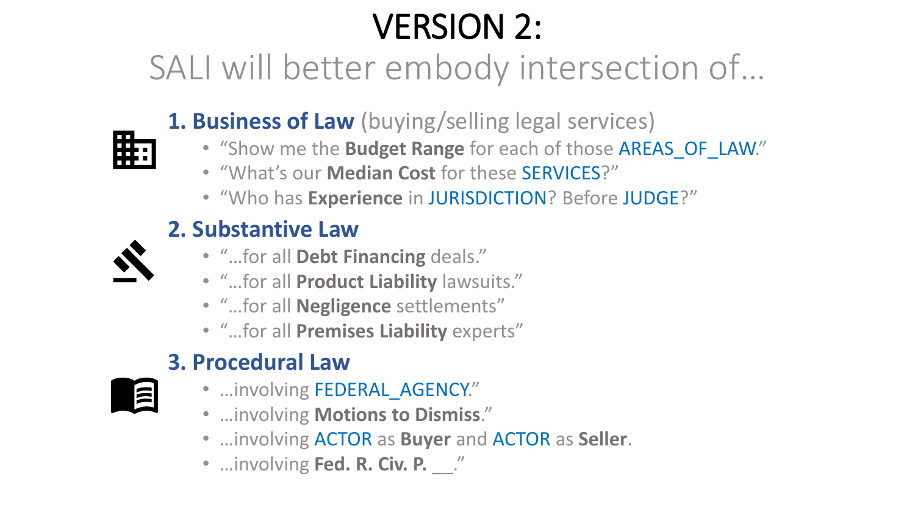# VERSION 2:

## SALI will better embody intersection of…

### 1. Business of Law (buying/selling legal services)

- "Show me the **Budget Range** for each of those AREAS_OF_LAW."
- "What's our **Median Cost** for these SERVICES?"
- "Who has **Experience** in JURISDICTION? Before JUDGE?"

### 2. Substantive Law

- "…for all **Debt Financing** deals."
- "…for all **Product Liability** lawsuits."
- "…for all **Negligence** settlements"
- "…for all **Premises Liability** experts"

### 3. Procedural Law

- …involving FEDERAL_AGENCY."
- …involving **Motions to Dismiss**."
- …involving ACTOR as **Buyer** and ACTOR as **Seller**.
- …involving **Fed. R. Civ. P.** __."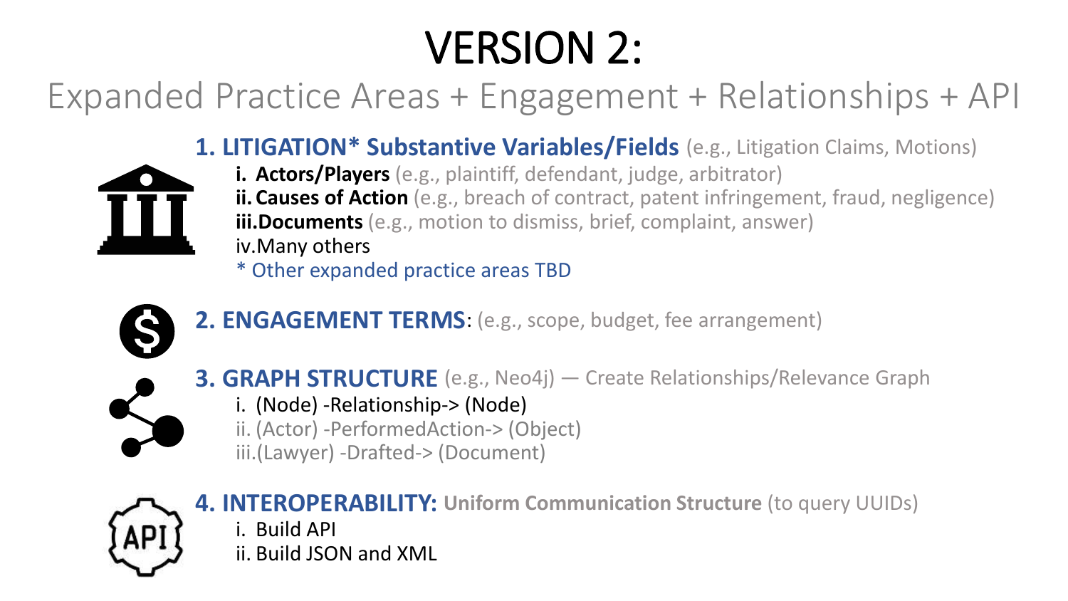# VERSION 2:

## Expanded Practice Areas + Engagement + Relationships + API

### 1. LITIGATION* Substantive Variables/Fields (e.g., Litigation Claims, Motions)

i. **Actors/Players** (e.g., plaintiff, defendant, judge, arbitrator)
ii. **Causes of Action** (e.g., breach of contract, patent infringement, fraud, negligence)
iii. **Documents** (e.g., motion to dismiss, brief, complaint, answer)
iv. Many others

* Other expanded practice areas TBD

### 2. ENGAGEMENT TERMS: (e.g., scope, budget, fee arrangement)

### 3. GRAPH STRUCTURE (e.g., Neo4j) — Create Relationships/Relevance Graph

i. (Node) -Relationship-> (Node)
ii. (Actor) -PerformedAction-> (Object)
iii. (Lawyer) -Drafted-> (Document)

### 4. INTEROPERABILITY: Uniform Communication Structure (to query UUIDs)

i. Build API
ii. Build JSON and XML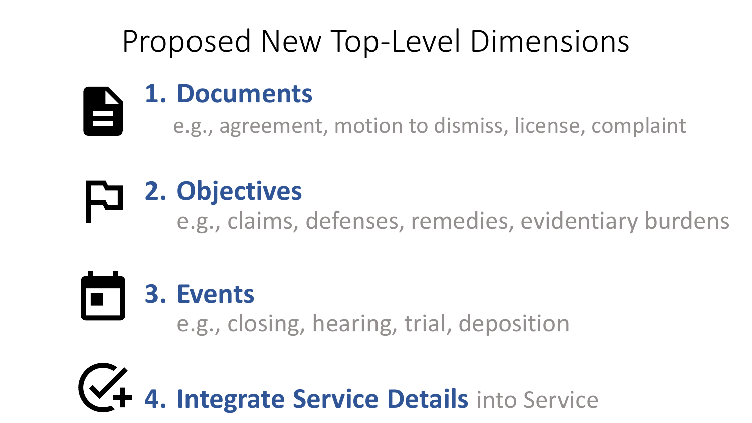# Proposed New Top-Level Dimensions

1. **Documents**

   e.g., agreement, motion to dismiss, license, complaint

2. **Objectives**

   e.g., claims, defenses, remedies, evidentiary burdens

3. **Events**

   e.g., closing, hearing, trial, deposition

4. **Integrate Service Details** into Service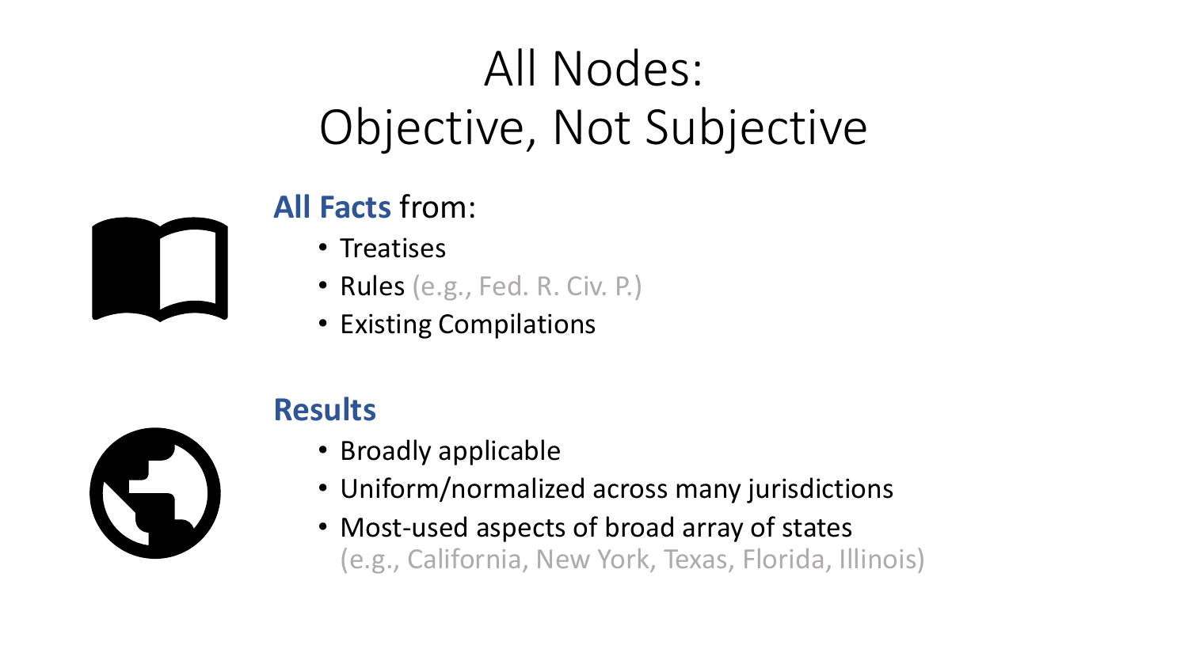# All Nodes:
# Objective, Not Subjective

**All Facts** from:

- Treatises
- Rules (e.g., Fed. R. Civ. P.)
- Existing Compilations

**Results**

- Broadly applicable
- Uniform/normalized across many jurisdictions
- Most-used aspects of broad array of states
  (e.g., California, New York, Texas, Florida, Illinois)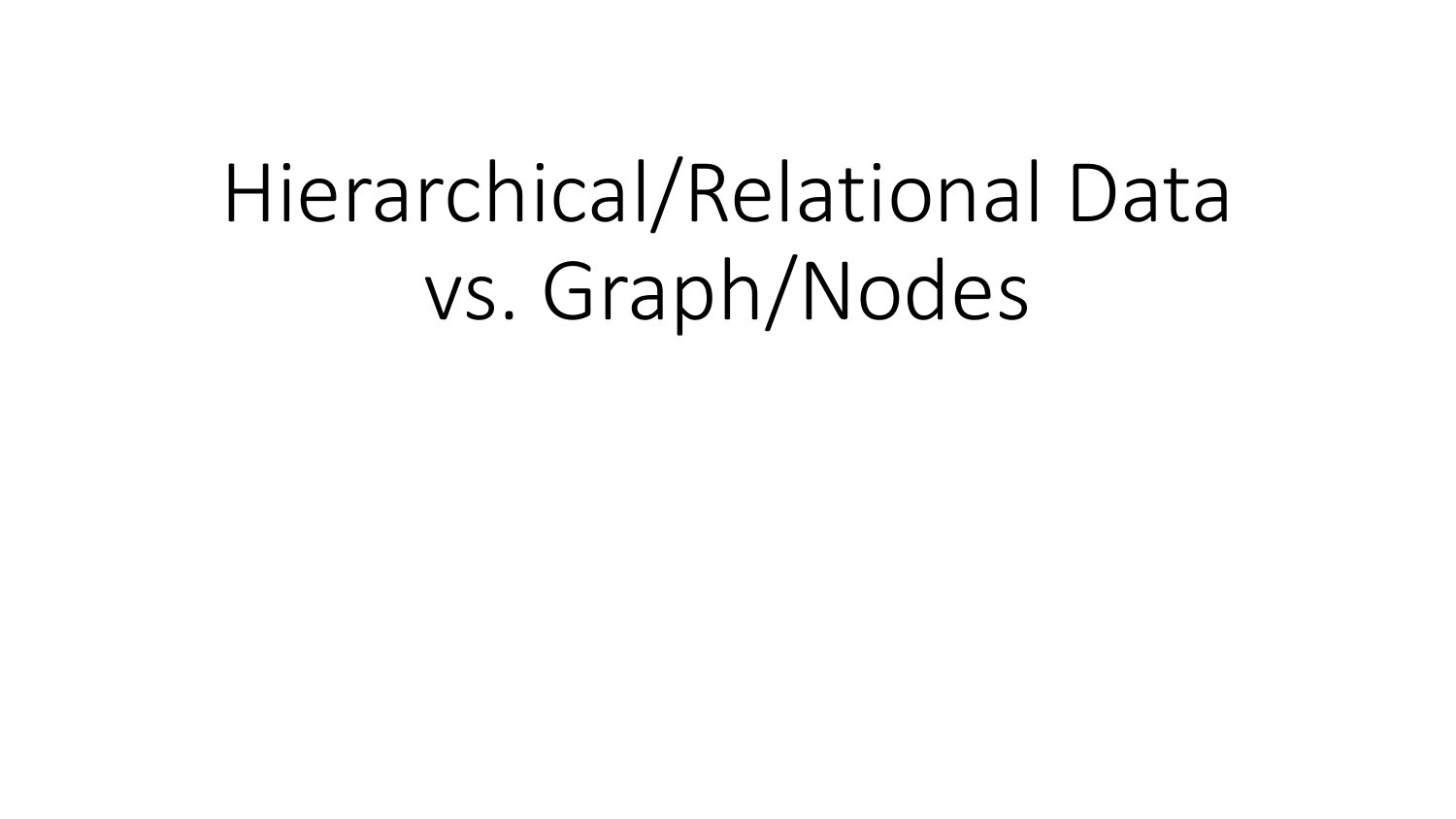# Hierarchical/Relational Data vs. Graph/Nodes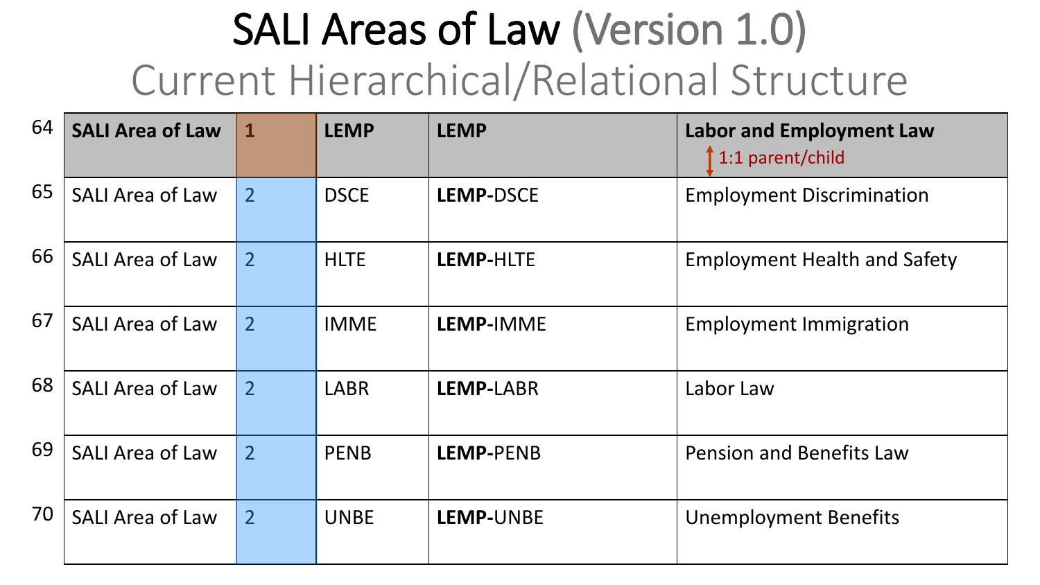# SALI Areas of Law (Version 1.0)

## Current Hierarchical/Relational Structure

| | | | | | |
|---|---|---|---|---|---|
| 64 | **SALI Area of Law** | **1** | **LEMP** | **LEMP** | **Labor and Employment Law** 1:1 parent/child |
| 65 | SALI Area of Law | 2 | DSCE | **LEMP-**DSCE | Employment Discrimination |
| 66 | SALI Area of Law | 2 | HLTE | **LEMP-**HLTE | Employment Health and Safety |
| 67 | SALI Area of Law | 2 | IMME | **LEMP-**IMME | Employment Immigration |
| 68 | SALI Area of Law | 2 | LABR | **LEMP-**LABR | Labor Law |
| 69 | SALI Area of Law | 2 | PENB | **LEMP-**PENB | Pension and Benefits Law |
| 70 | SALI Area of Law | 2 | UNBE | **LEMP-**UNBE | Unemployment Benefits |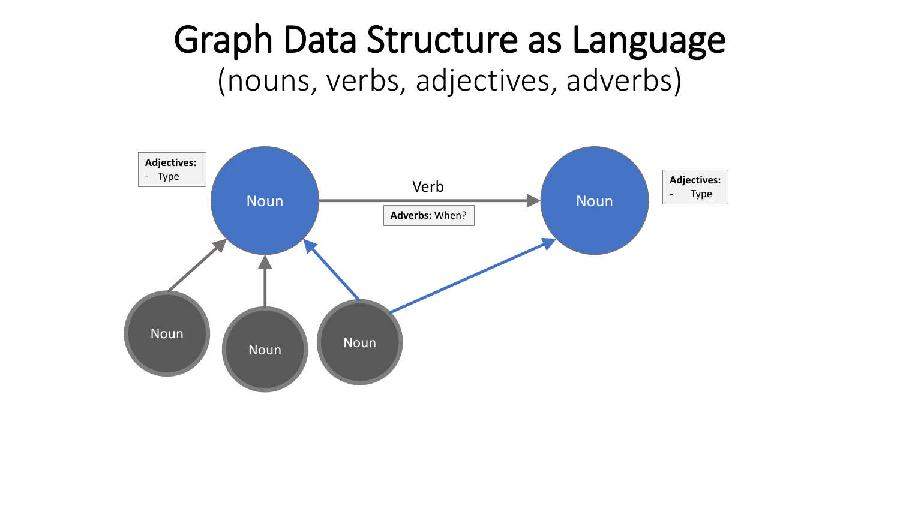# Graph Data Structure as Language

(nouns, verbs, adjectives, adverbs)

**Adjectives:**
- Type

Noun

Verb

**Adverbs:** When?

Noun

**Adjectives:**
- Type

Noun

Noun

Noun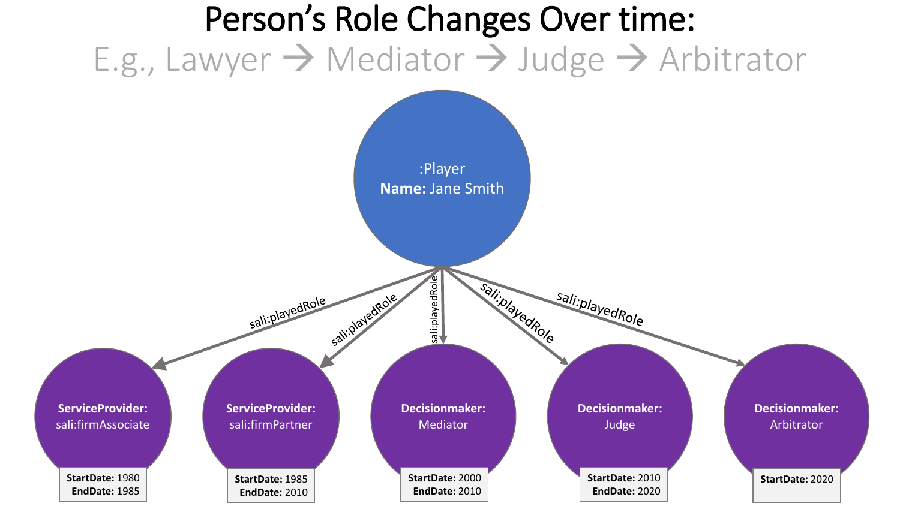# Person's Role Changes Over time:

## E.g., Lawyer → Mediator → Judge → Arbitrator

:Player
**Name:** Jane Smith

sali:playedRole

sali:playedRole

sali:playedRole

sali:playedRole

sali:playedRole

**ServiceProvider:**
sali:firmAssociate

**StartDate:** 1980
**EndDate:** 1985

**ServiceProvider:**
sali:firmPartner

**StartDate:** 1985
**EndDate:** 2010

**Decisionmaker:**
Mediator

**StartDate:** 2000
**EndDate:** 2010

**Decisionmaker:**
Judge

**StartDate:** 2010
**EndDate:** 2020

**Decisionmaker:**
Arbitrator

**StartDate:** 2020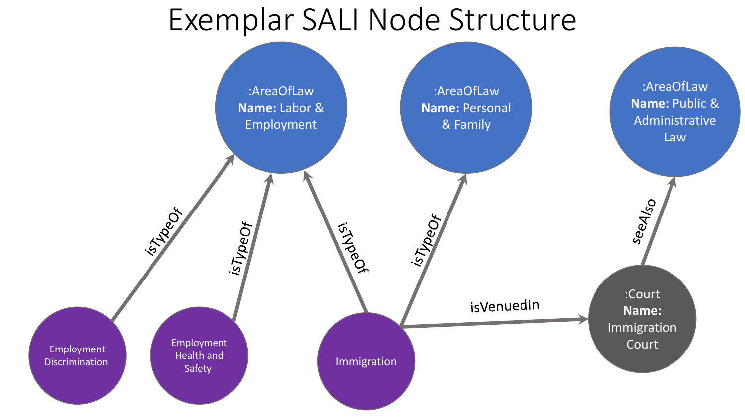# Exemplar SALI Node Structure

- :AreaOfLaw **Name:** Labor & Employment
- :AreaOfLaw **Name:** Personal & Family
- :AreaOfLaw **Name:** Public & Administrative Law
- Employment Discrimination —isTypeOf→ Labor & Employment
- Employment Health and Safety —isTypeOf→ Labor & Employment
- Immigration —isTypeOf→ Labor & Employment
- Immigration —isTypeOf→ Personal & Family
- Immigration —isVenuedIn→ :Court **Name:** Immigration Court
- Immigration Court —seeAlso→ Public & Administrative Law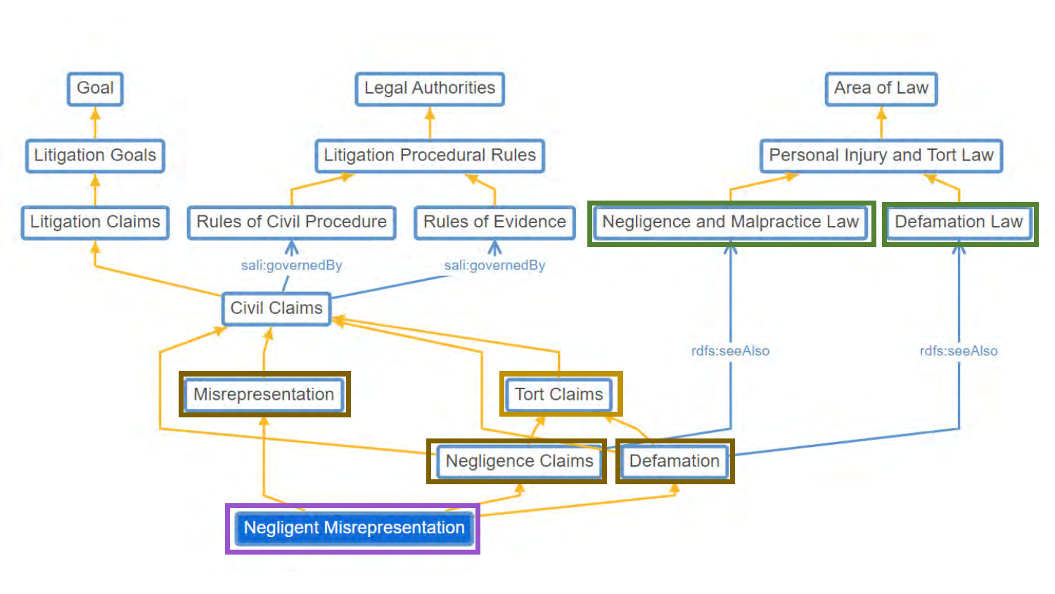Goal

Litigation Goals

Litigation Claims

Legal Authorities

Litigation Procedural Rules

Rules of Civil Procedure

Rules of Evidence

Area of Law

Personal Injury and Tort Law

Negligence and Malpractice Law

Defamation Law

sali:governedBy

sali:governedBy

Civil Claims

rdfs:seeAlso

rdfs:seeAlso

Misrepresentation

Tort Claims

Negligence Claims

Defamation

Negligent Misrepresentation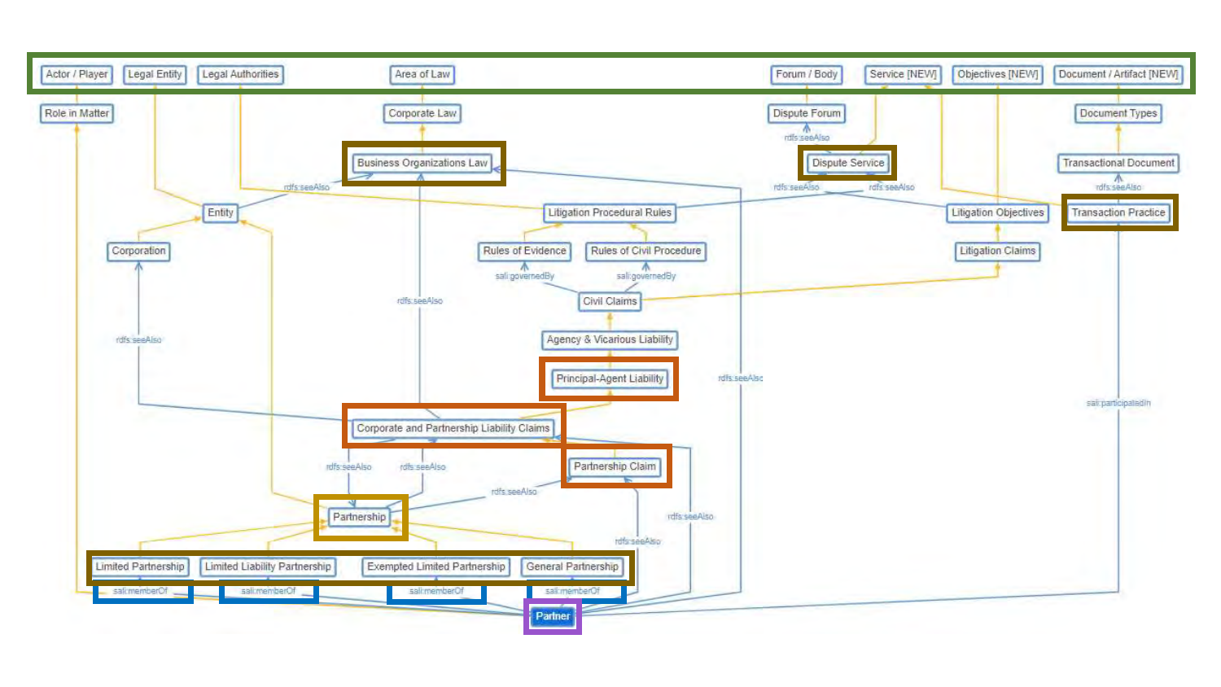Actor / Player | Legal Entity | Legal Authorities | Area of Law | Forum / Body | Service [NEW] | Objectives [NEW] | Document / Artifact [NEW]

Role in Matter

Corporate Law

Dispute Forum

Document Types

rdfs:seeAlso

Business Organizations Law

Dispute Service

Transactional Document

rdfs:seeAlso

rdfs:seeAlso

rdfs:seeAlso

rdfs:seeAlso

Entity

Litigation Procedural Rules

Litigation Objectives

Transaction Practice

Corporation

Rules of Evidence

Rules of Civil Procedure

Litigation Claims

sali:governedBy

sali:governedBy

Civil Claims

rdfs:seeAlso

rdfs:seeAlso

Agency & Vicarious Liability

Principal-Agent Liability

rdfs:seeAlso

sali:participatedIn

Corporate and Partnership Liability Claims

Partnership Claim

rdfs:seeAlso

rdfs:seeAlso

rdfs:seeAlso

rdfs:seeAlso

Partnership

rdfs:seeAlso

Limited Partnership | Limited Liability Partnership | Exempted Limited Partnership | General Partnership

sali:memberOf | sali:memberOf | sali:memberOf | sali:memberOf

Partner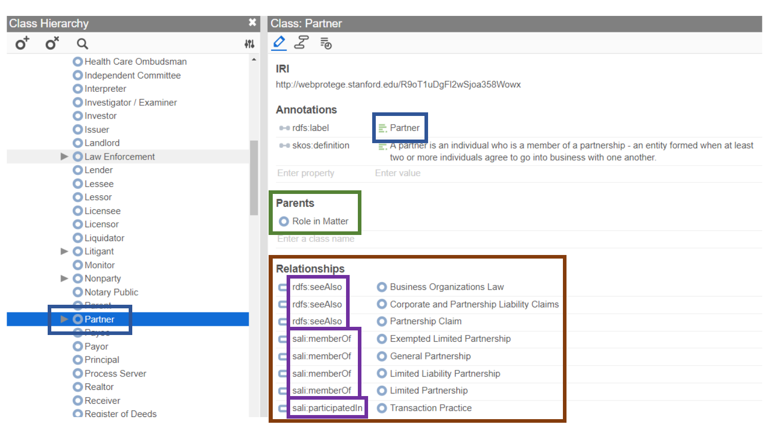## Class Hierarchy

- Health Care Ombudsman
- Independent Committee
- Interpreter
- Investigator / Examiner
- Investor
- Issuer
- Landlord
- Law Enforcement
- Lender
- Lessee
- Lessor
- Licensee
- Licensor
- Liquidator
- Litigant
- Monitor
- Nonparty
- Notary Public
- Parent
- Partner
- Payee
- Payor
- Principal
- Process Server
- Realtor
- Receiver
- Register of Deeds

## Class: Partner

### IRI

http://webprotege.stanford.edu/R9oT1uDgFI2wSjoa358Wowx

### Annotations

| Property | Value |
| --- | --- |
| rdfs:label | Partner |
| skos:definition | A partner is an individual who is a member of a partnership - an entity formed when at least two or more individuals agree to go into business with one another. |

### Parents

- Role in Matter

### Relationships

| Property | Value |
| --- | --- |
| rdfs:seeAlso | Business Organizations Law |
| rdfs:seeAlso | Corporate and Partnership Liability Claims |
| rdfs:seeAlso | Partnership Claim |
| sali:memberOf | Exempted Limited Partnership |
| sali:memberOf | General Partnership |
| sali:memberOf | Limited Liability Partnership |
| sali:memberOf | Limited Partnership |
| sali:participatedIn | Transaction Practice |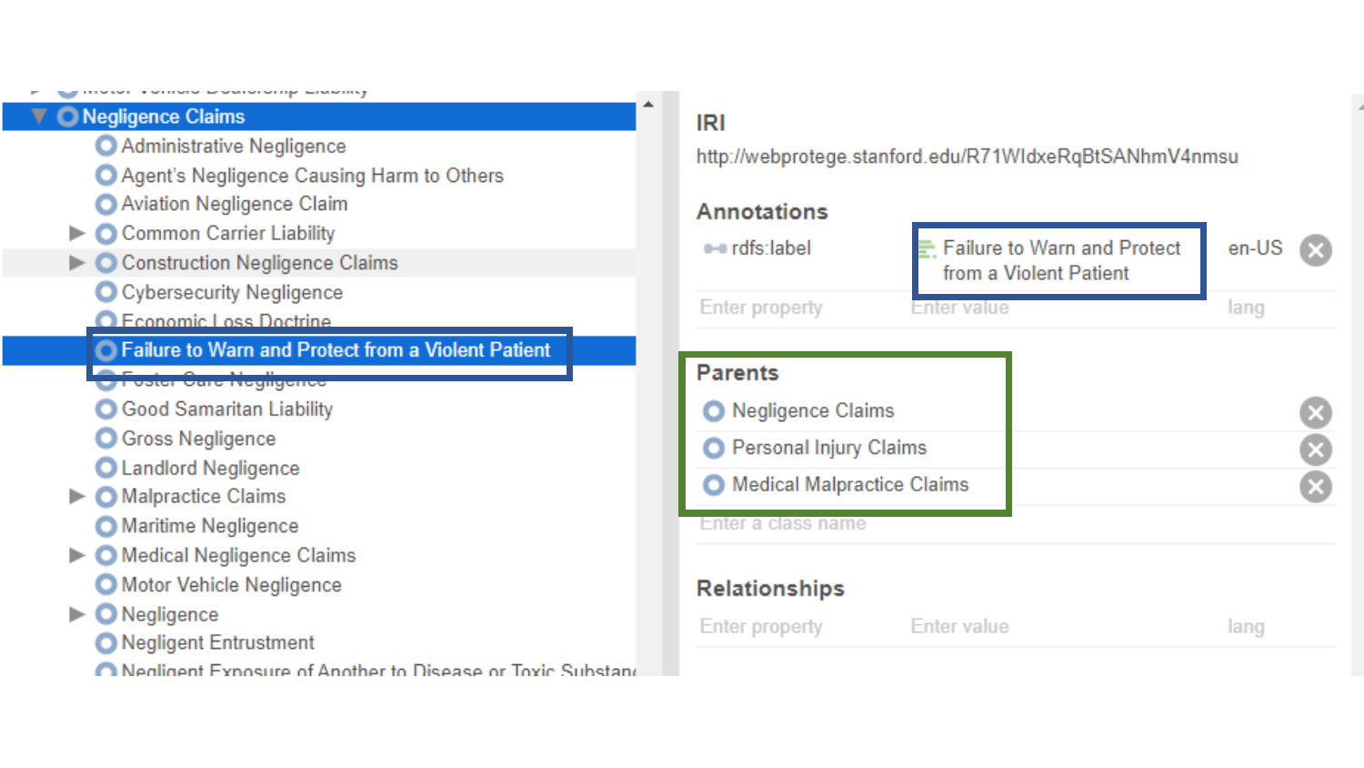Negligence Claims

- Administrative Negligence
- Agent's Negligence Causing Harm to Others
- Aviation Negligence Claim
- Common Carrier Liability
- Construction Negligence Claims
- Cybersecurity Negligence
- Economic Loss Doctrine
- Failure to Warn and Protect from a Violent Patient
- Foster Care Negligence
- Good Samaritan Liability
- Gross Negligence
- Landlord Negligence
- Malpractice Claims
- Maritime Negligence
- Medical Negligence Claims
- Motor Vehicle Negligence
- Negligence
- Negligent Entrustment
- Negligent Exposure of Another to Disease or Toxic Substanc

## IRI

http://webprotege.stanford.edu/R71WIdxeRqBtSANhmV4nmsu

## Annotations

| Property | Value | Lang |
| --- | --- | --- |
| rdfs:label | Failure to Warn and Protect from a Violent Patient | en-US |
| Enter property | Enter value | lang |

## Parents

- Negligence Claims
- Personal Injury Claims
- Medical Malpractice Claims

Enter a class name

## Relationships

| Enter property | Enter value | lang |
| --- | --- | --- |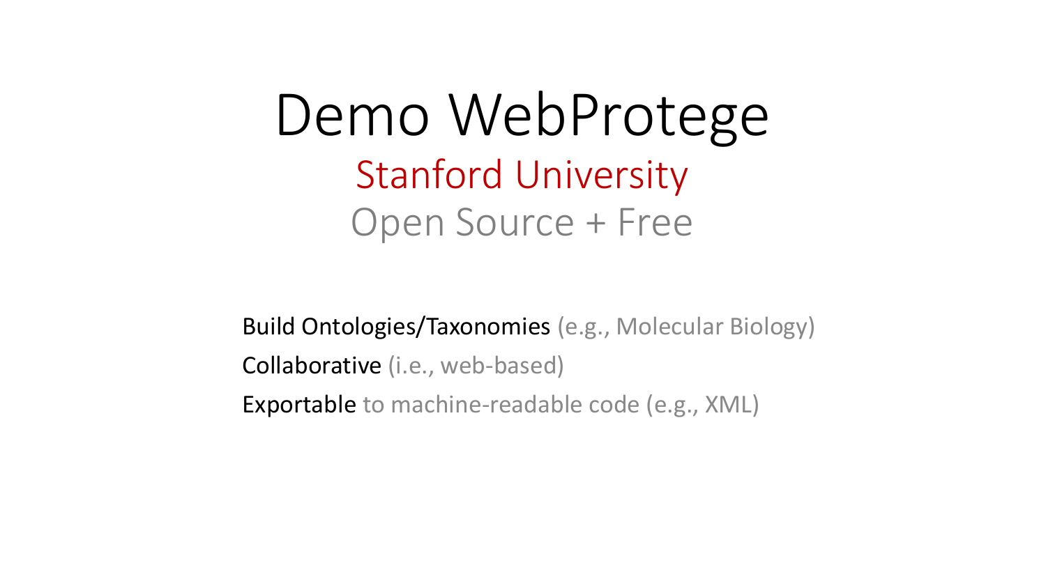# Demo WebProtege

## Stanford University

### Open Source + Free

Build Ontologies/Taxonomies (e.g., Molecular Biology)

Collaborative (i.e., web-based)

Exportable to machine-readable code (e.g., XML)